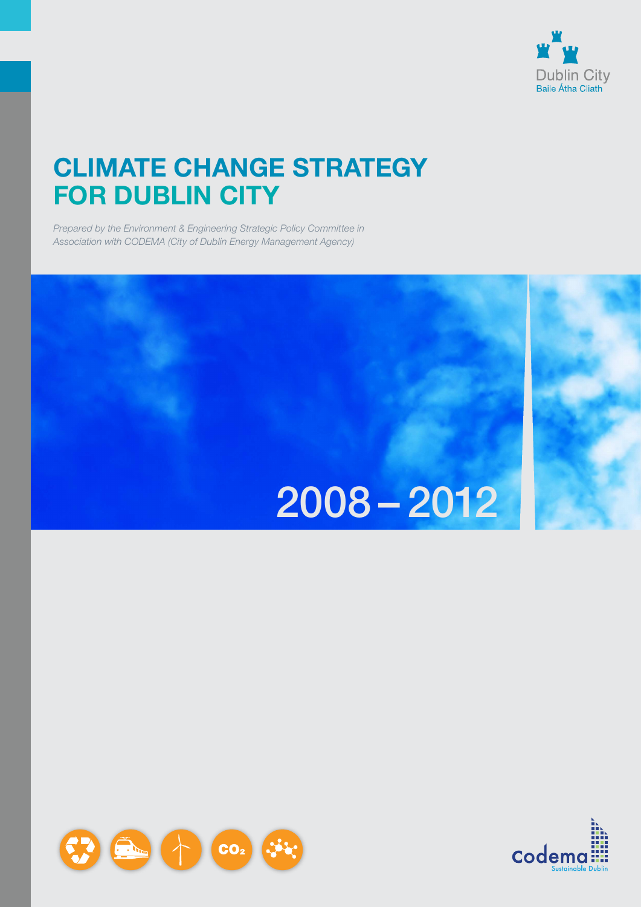Dublin City
Baile Átha Cliath

# CLIMATE CHANGE STRATEGY FOR DUBLIN CITY

*Prepared by the Environment & Engineering Strategic Policy Committee in Association with CODEMA (City of Dublin Energy Management Agency)*

2008 – 2012

codema
Sustainable Dublin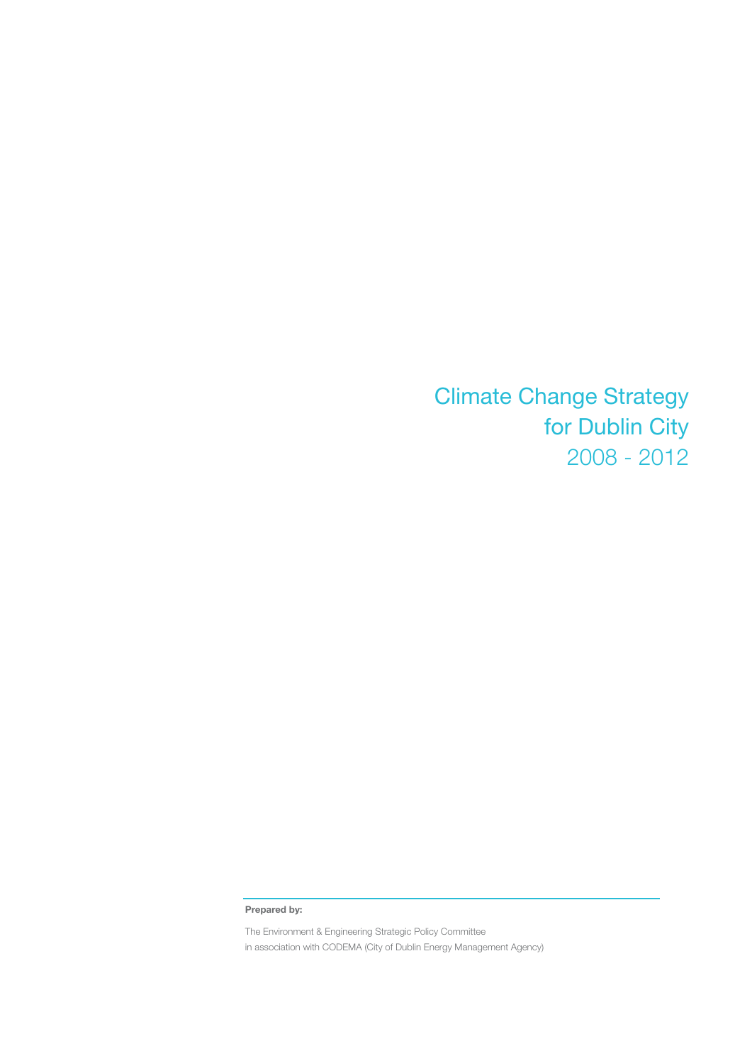# Climate Change Strategy for Dublin City 2008 - 2012

**Prepared by:**

The Environment & Engineering Strategic Policy Committee
in association with CODEMA (City of Dublin Energy Management Agency)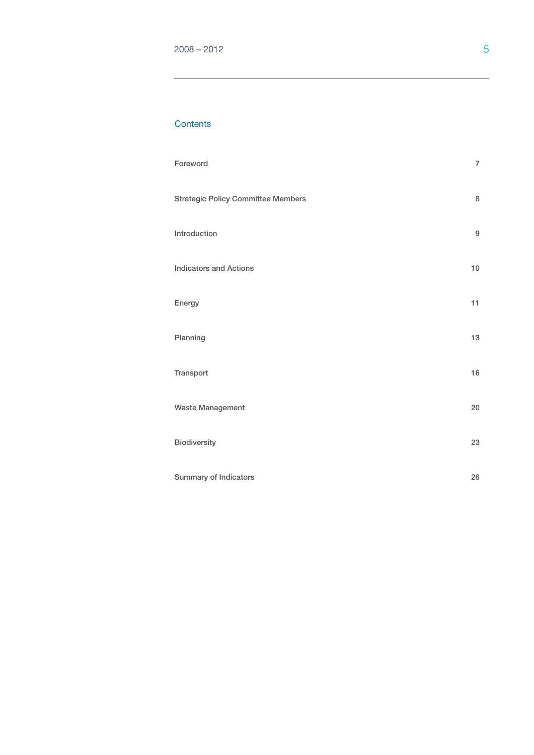## Contents

| | |
|---|---|
| Foreword | 7 |
| Strategic Policy Committee Members | 8 |
| Introduction | 9 |
| Indicators and Actions | 10 |
| Energy | 11 |
| Planning | 13 |
| Transport | 16 |
| Waste Management | 20 |
| Biodiversity | 23 |
| Summary of Indicators | 26 |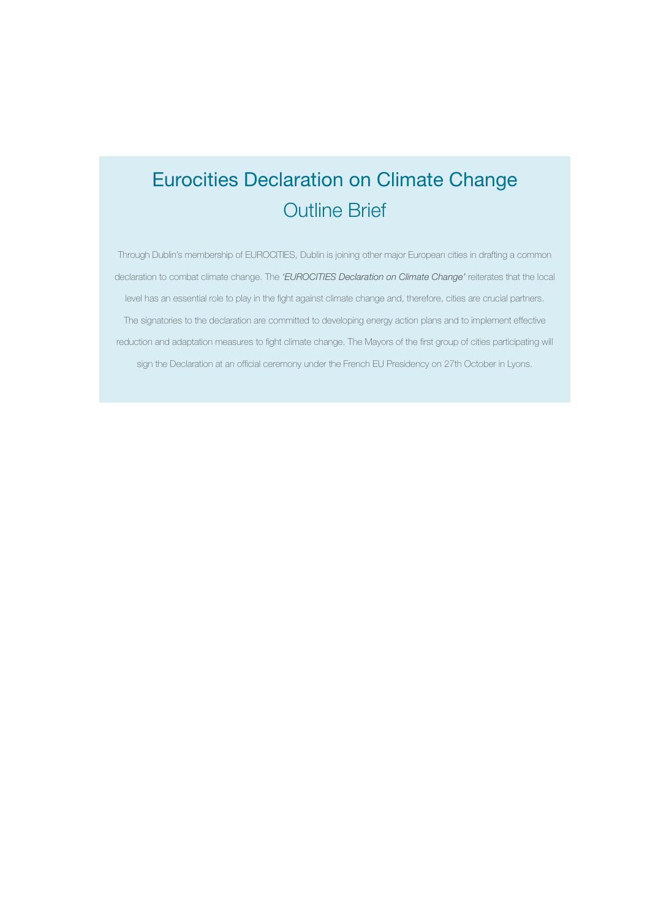# Eurocities Declaration on Climate Change

## Outline Brief

Through Dublin's membership of EUROCITIES, Dublin is joining other major European cities in drafting a common declaration to combat climate change. The *'EUROCITIES Declaration on Climate Change'* reiterates that the local level has an essential role to play in the fight against climate change and, therefore, cities are crucial partners. The signatories to the declaration are committed to developing energy action plans and to implement effective reduction and adaptation measures to fight climate change. The Mayors of the first group of cities participating will sign the Declaration at an official ceremony under the French EU Presidency on 27th October in Lyons.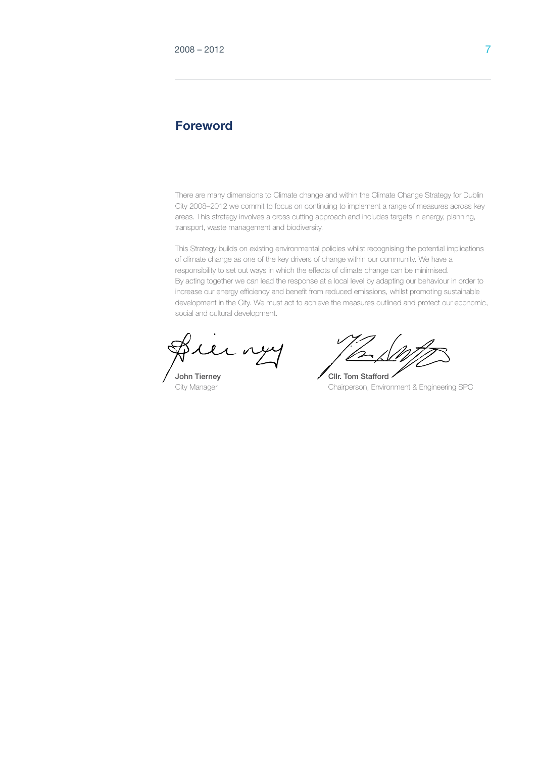## Foreword

There are many dimensions to Climate change and within the Climate Change Strategy for Dublin City 2008–2012 we commit to focus on continuing to implement a range of measures across key areas. This strategy involves a cross cutting approach and includes targets in energy, planning, transport, waste management and biodiversity.

This Strategy builds on existing environmental policies whilst recognising the potential implications of climate change as one of the key drivers of change within our community. We have a responsibility to set out ways in which the effects of climate change can be minimised.
By acting together we can lead the response at a local level by adapting our behaviour in order to increase our energy efficiency and benefit from reduced emissions, whilst promoting sustainable development in the City. We must act to achieve the measures outlined and protect our economic, social and cultural development.

**John Tierney**
City Manager

**Cllr. Tom Stafford**
Chairperson, Environment & Engineering SPC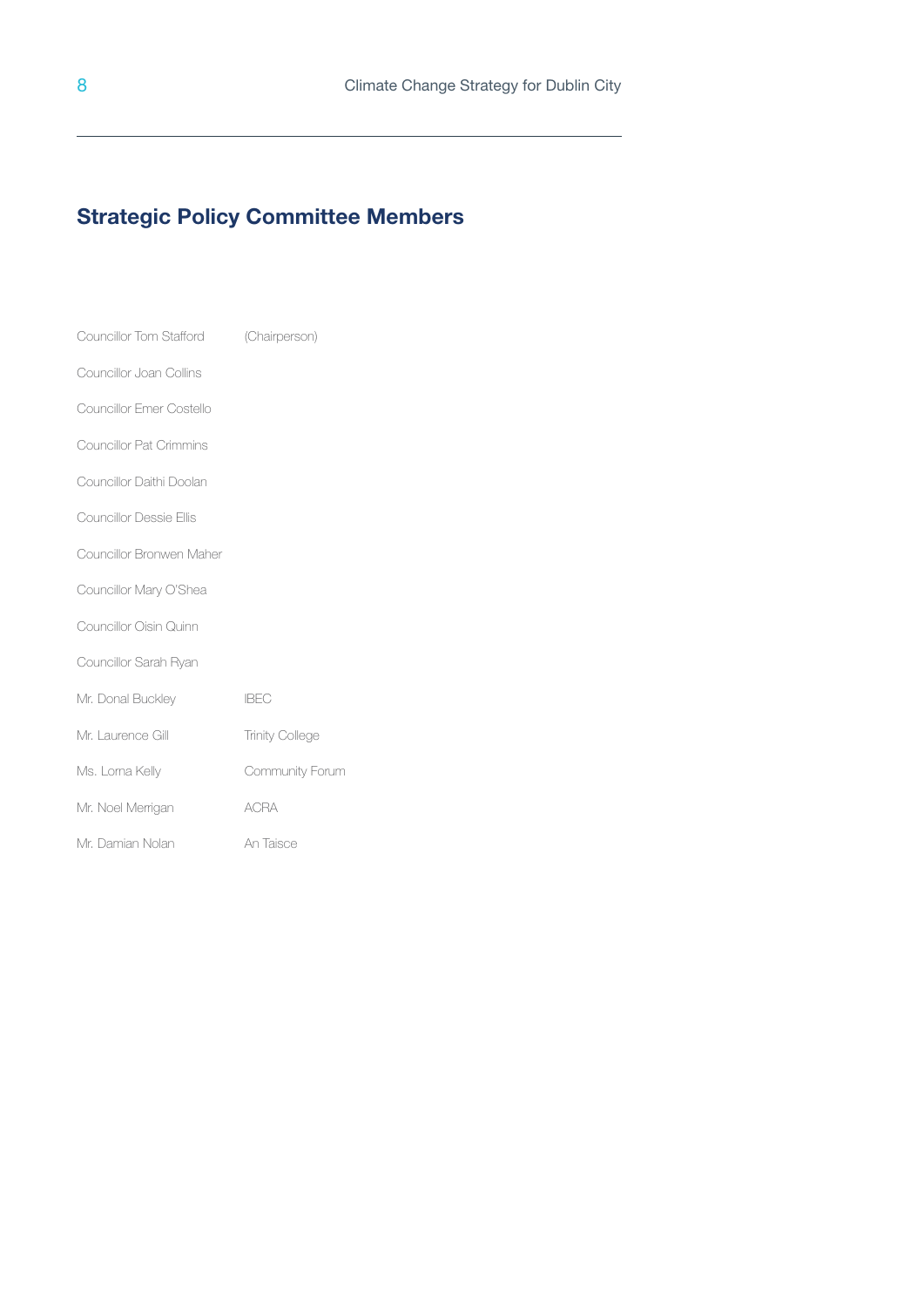## Strategic Policy Committee Members

| | |
|---|---|
| Councillor Tom Stafford | (Chairperson) |
| Councillor Joan Collins | |
| Councillor Emer Costello | |
| Councillor Pat Crimmins | |
| Councillor Daithi Doolan | |
| Councillor Dessie Ellis | |
| Councillor Bronwen Maher | |
| Councillor Mary O'Shea | |
| Councillor Oisin Quinn | |
| Councillor Sarah Ryan | |
| Mr. Donal Buckley | IBEC |
| Mr. Laurence Gill | Trinity College |
| Ms. Lorna Kelly | Community Forum |
| Mr. Noel Merrigan | ACRA |
| Mr. Damian Nolan | An Taisce |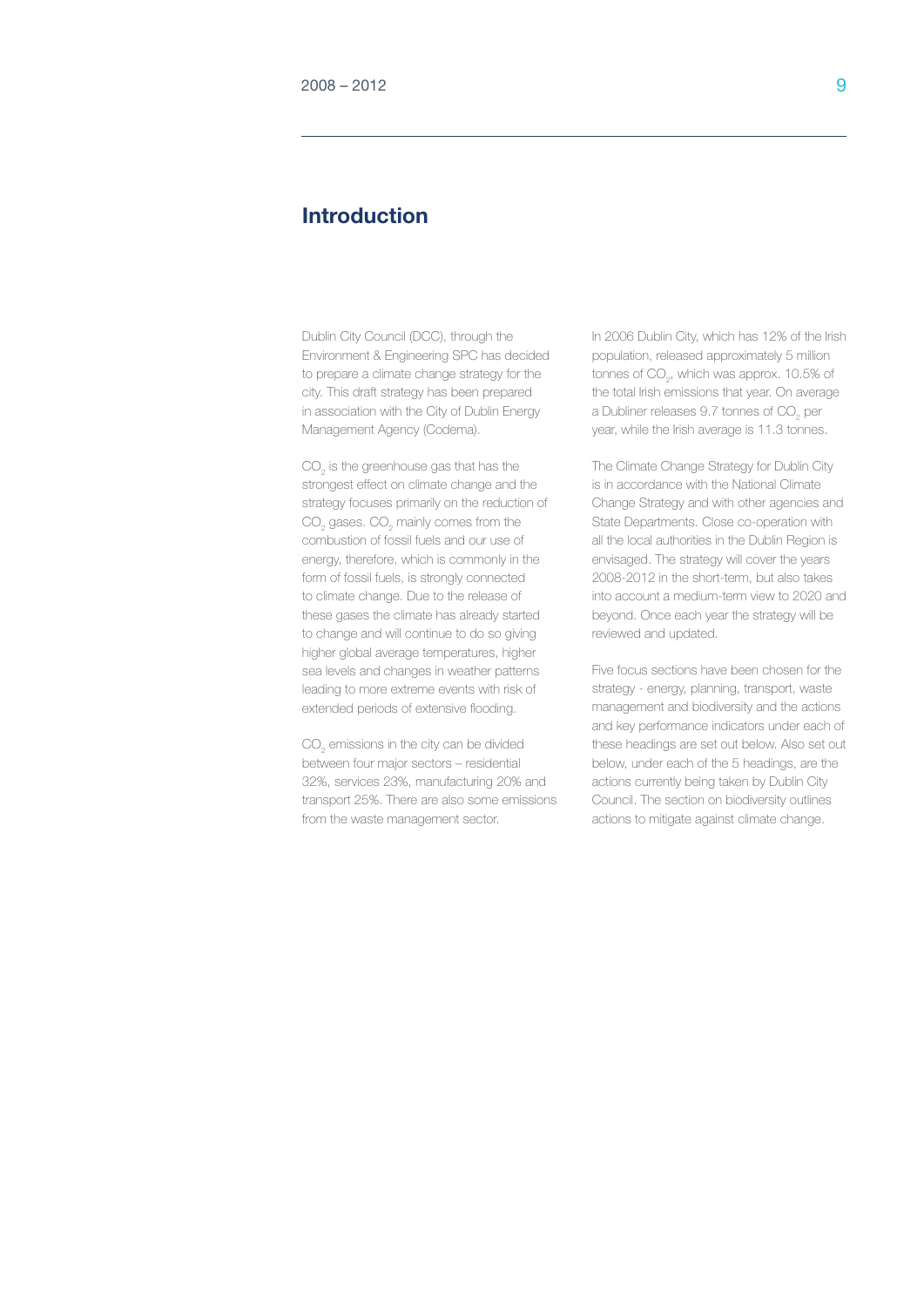## Introduction

Dublin City Council (DCC), through the Environment & Engineering SPC has decided to prepare a climate change strategy for the city. This draft strategy has been prepared in association with the City of Dublin Energy Management Agency (Codema).

$CO_2$ is the greenhouse gas that has the strongest effect on climate change and the strategy focuses primarily on the reduction of $CO_2$ gases. $CO_2$ mainly comes from the combustion of fossil fuels and our use of energy, therefore, which is commonly in the form of fossil fuels, is strongly connected to climate change. Due to the release of these gases the climate has already started to change and will continue to do so giving higher global average temperatures, higher sea levels and changes in weather patterns leading to more extreme events with risk of extended periods of extensive flooding.

$CO_2$ emissions in the city can be divided between four major sectors – residential 32%, services 23%, manufacturing 20% and transport 25%. There are also some emissions from the waste management sector.

In 2006 Dublin City, which has 12% of the Irish population, released approximately 5 million tonnes of $CO_2$, which was approx. 10.5% of the total Irish emissions that year. On average a Dubliner releases 9.7 tonnes of $CO_2$ per year, while the Irish average is 11.3 tonnes.

The Climate Change Strategy for Dublin City is in accordance with the National Climate Change Strategy and with other agencies and State Departments. Close co-operation with all the local authorities in the Dublin Region is envisaged. The strategy will cover the years 2008-2012 in the short-term, but also takes into account a medium-term view to 2020 and beyond. Once each year the strategy will be reviewed and updated.

Five focus sections have been chosen for the strategy - energy, planning, transport, waste management and biodiversity and the actions and key performance indicators under each of these headings are set out below. Also set out below, under each of the 5 headings, are the actions currently being taken by Dublin City Council. The section on biodiversity outlines actions to mitigate against climate change.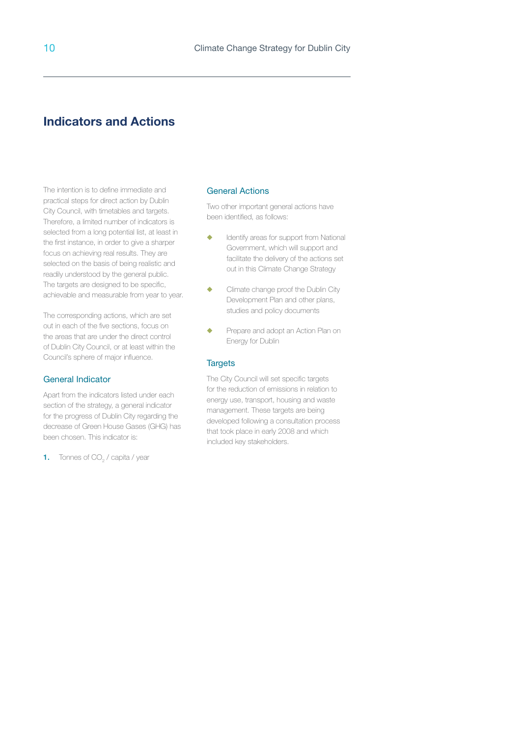# Indicators and Actions

The intention is to define immediate and practical steps for direct action by Dublin City Council, with timetables and targets. Therefore, a limited number of indicators is selected from a long potential list, at least in the first instance, in order to give a sharper focus on achieving real results. They are selected on the basis of being realistic and readily understood by the general public. The targets are designed to be specific, achievable and measurable from year to year.

The corresponding actions, which are set out in each of the five sections, focus on the areas that are under the direct control of Dublin City Council, or at least within the Council's sphere of major influence.

## General Indicator

Apart from the indicators listed under each section of the strategy, a general indicator for the progress of Dublin City regarding the decrease of Green House Gases (GHG) has been chosen. This indicator is:

1. Tonnes of $CO_2$ / capita / year

## General Actions

Two other important general actions have been identified, as follows:

- Identify areas for support from National Government, which will support and facilitate the delivery of the actions set out in this Climate Change Strategy
- Climate change proof the Dublin City Development Plan and other plans, studies and policy documents
- Prepare and adopt an Action Plan on Energy for Dublin

## Targets

The City Council will set specific targets for the reduction of emissions in relation to energy use, transport, housing and waste management. These targets are being developed following a consultation process that took place in early 2008 and which included key stakeholders.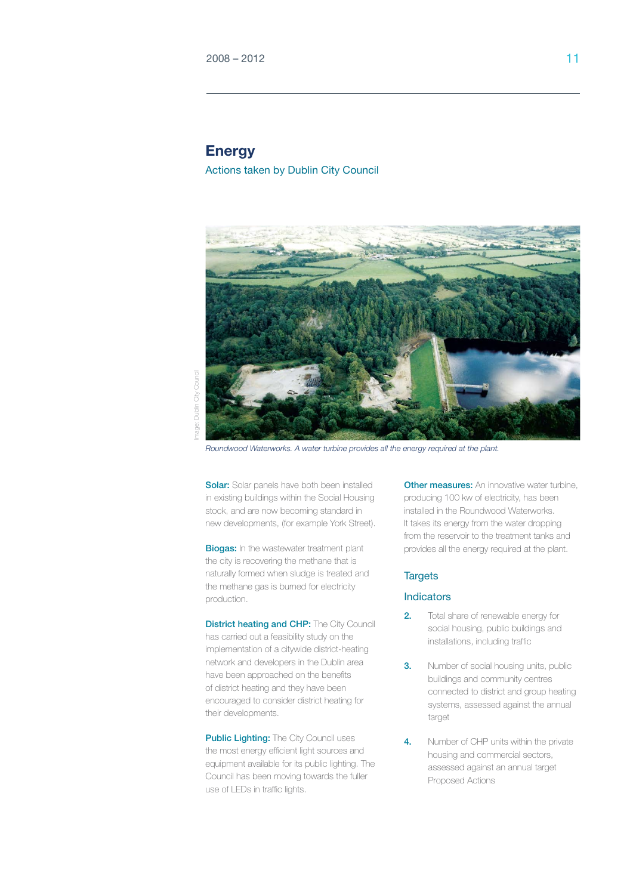## Energy

### Actions taken by Dublin City Council

Image: Dublin City Council

*Roundwood Waterworks. A water turbine provides all the energy required at the plant.*

**Solar:** Solar panels have both been installed in existing buildings within the Social Housing stock, and are now becoming standard in new developments, (for example York Street).

**Biogas:** In the wastewater treatment plant the city is recovering the methane that is naturally formed when sludge is treated and the methane gas is burned for electricity production.

**District heating and CHP:** The City Council has carried out a feasibility study on the implementation of a citywide district-heating network and developers in the Dublin area have been approached on the benefits of district heating and they have been encouraged to consider district heating for their developments.

**Public Lighting:** The City Council uses the most energy efficient light sources and equipment available for its public lighting. The Council has been moving towards the fuller use of LEDs in traffic lights.

**Other measures:** An innovative water turbine, producing 100 kw of electricity, has been installed in the Roundwood Waterworks. It takes its energy from the water dropping from the reservoir to the treatment tanks and provides all the energy required at the plant.

### Targets

### Indicators

2. Total share of renewable energy for social housing, public buildings and installations, including traffic

3. Number of social housing units, public buildings and community centres connected to district and group heating systems, assessed against the annual target

4. Number of CHP units within the private housing and commercial sectors, assessed against an annual target Proposed Actions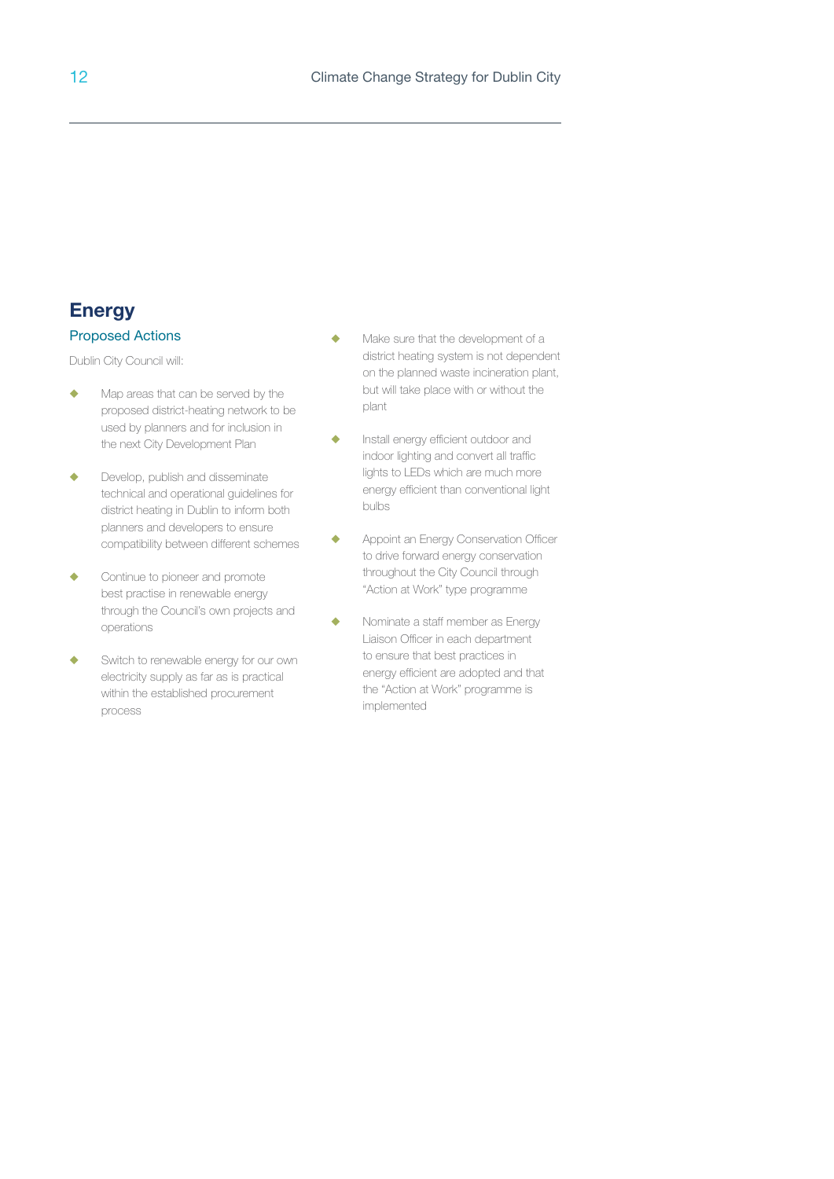# Energy

## Proposed Actions

Dublin City Council will:

- Map areas that can be served by the proposed district-heating network to be used by planners and for inclusion in the next City Development Plan
- Develop, publish and disseminate technical and operational guidelines for district heating in Dublin to inform both planners and developers to ensure compatibility between different schemes
- Continue to pioneer and promote best practise in renewable energy through the Council's own projects and operations
- Switch to renewable energy for our own electricity supply as far as is practical within the established procurement process
- Make sure that the development of a district heating system is not dependent on the planned waste incineration plant, but will take place with or without the plant
- Install energy efficient outdoor and indoor lighting and convert all traffic lights to LEDs which are much more energy efficient than conventional light bulbs
- Appoint an Energy Conservation Officer to drive forward energy conservation throughout the City Council through "Action at Work" type programme
- Nominate a staff member as Energy Liaison Officer in each department to ensure that best practices in energy efficient are adopted and that the "Action at Work" programme is implemented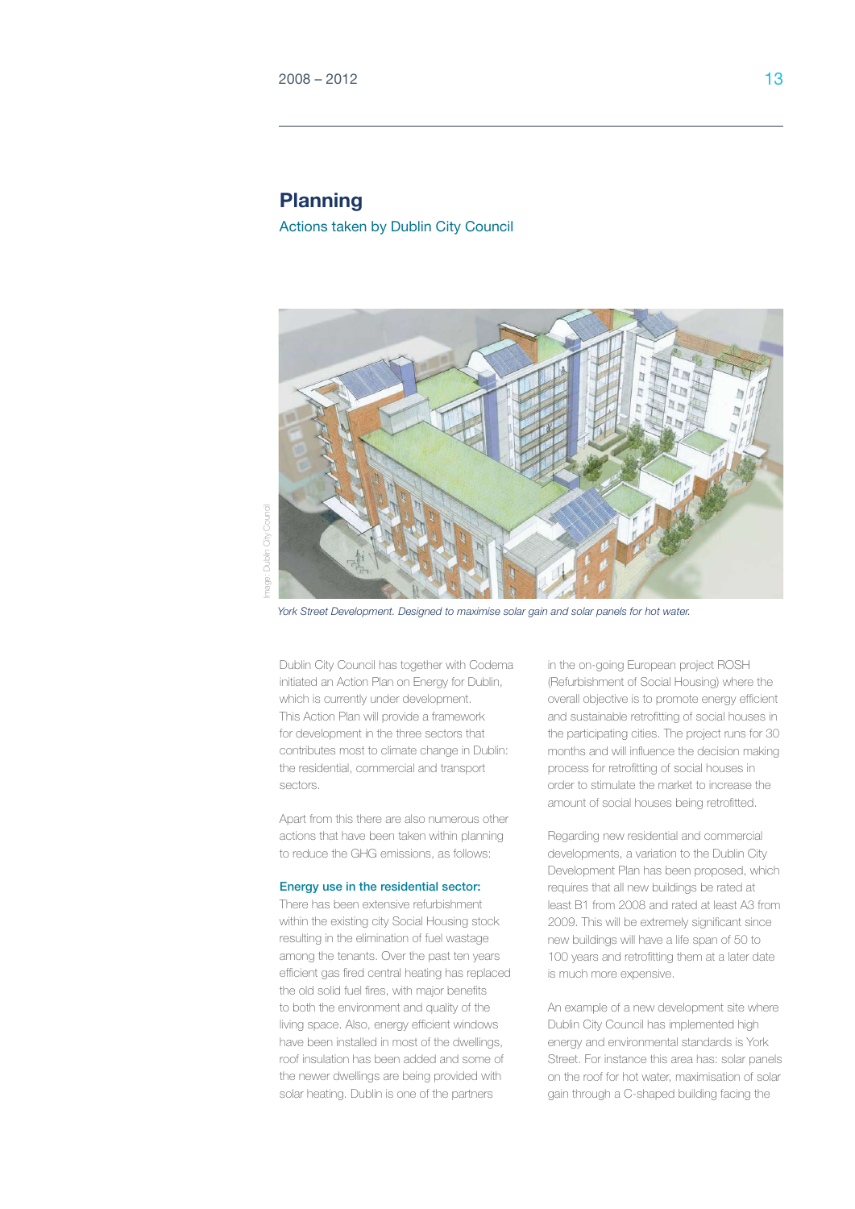## Planning

Actions taken by Dublin City Council

*York Street Development. Designed to maximise solar gain and solar panels for hot water.*

Image: Dublin City Council

Dublin City Council has together with Codema initiated an Action Plan on Energy for Dublin, which is currently under development. This Action Plan will provide a framework for development in the three sectors that contributes most to climate change in Dublin: the residential, commercial and transport sectors.

Apart from this there are also numerous other actions that have been taken within planning to reduce the GHG emissions, as follows:

### Energy use in the residential sector:

There has been extensive refurbishment within the existing city Social Housing stock resulting in the elimination of fuel wastage among the tenants. Over the past ten years efficient gas fired central heating has replaced the old solid fuel fires, with major benefits to both the environment and quality of the living space. Also, energy efficient windows have been installed in most of the dwellings, roof insulation has been added and some of the newer dwellings are being provided with solar heating. Dublin is one of the partners in the on-going European project ROSH (Refurbishment of Social Housing) where the overall objective is to promote energy efficient and sustainable retrofitting of social houses in the participating cities. The project runs for 30 months and will influence the decision making process for retrofitting of social houses in order to stimulate the market to increase the amount of social houses being retrofitted.

Regarding new residential and commercial developments, a variation to the Dublin City Development Plan has been proposed, which requires that all new buildings be rated at least B1 from 2008 and rated at least A3 from 2009. This will be extremely significant since new buildings will have a life span of 50 to 100 years and retrofitting them at a later date is much more expensive.

An example of a new development site where Dublin City Council has implemented high energy and environmental standards is York Street. For instance this area has: solar panels on the roof for hot water, maximisation of solar gain through a C-shaped building facing the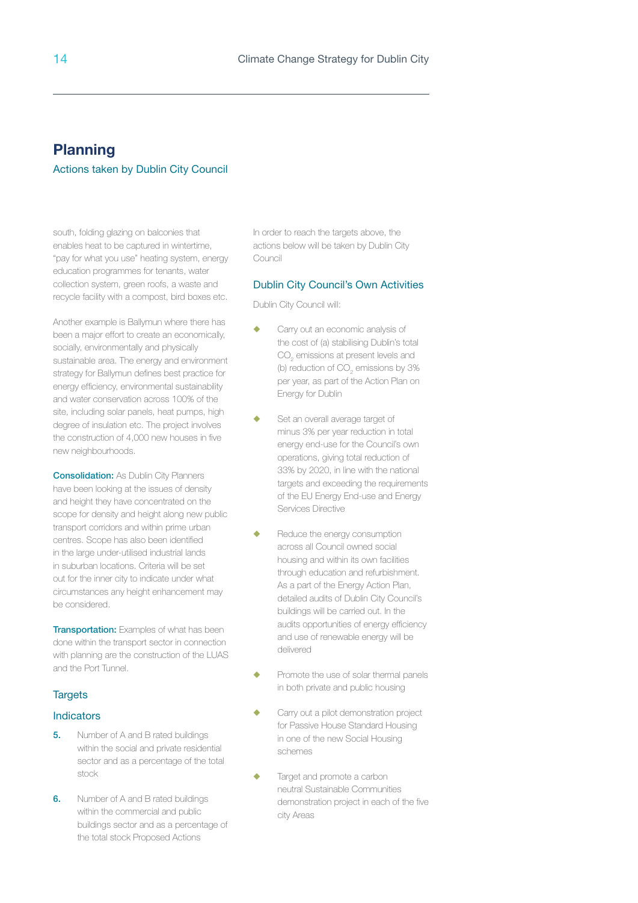## Planning

### Actions taken by Dublin City Council

south, folding glazing on balconies that enables heat to be captured in wintertime, "pay for what you use" heating system, energy education programmes for tenants, water collection system, green roofs, a waste and recycle facility with a compost, bird boxes etc.

Another example is Ballymun where there has been a major effort to create an economically, socially, environmentally and physically sustainable area. The energy and environment strategy for Ballymun defines best practice for energy efficiency, environmental sustainability and water conservation across 100% of the site, including solar panels, heat pumps, high degree of insulation etc. The project involves the construction of 4,000 new houses in five new neighbourhoods.

**Consolidation:** As Dublin City Planners have been looking at the issues of density and height they have concentrated on the scope for density and height along new public transport corridors and within prime urban centres. Scope has also been identified in the large under-utilised industrial lands in suburban locations. Criteria will be set out for the inner city to indicate under what circumstances any height enhancement may be considered.

**Transportation:** Examples of what has been done within the transport sector in connection with planning are the construction of the LUAS and the Port Tunnel.

### Targets

### Indicators

**5.** Number of A and B rated buildings within the social and private residential sector and as a percentage of the total stock

**6.** Number of A and B rated buildings within the commercial and public buildings sector and as a percentage of the total stock Proposed Actions

In order to reach the targets above, the actions below will be taken by Dublin City Council

### Dublin City Council's Own Activities

Dublin City Council will:

- Carry out an economic analysis of the cost of (a) stabilising Dublin's total $CO_2$ emissions at present levels and (b) reduction of $CO_2$ emissions by 3% per year, as part of the Action Plan on Energy for Dublin
- Set an overall average target of minus 3% per year reduction in total energy end-use for the Council's own operations, giving total reduction of 33% by 2020, in line with the national targets and exceeding the requirements of the EU Energy End-use and Energy Services Directive
- Reduce the energy consumption across all Council owned social housing and within its own facilities through education and refurbishment. As a part of the Energy Action Plan, detailed audits of Dublin City Council's buildings will be carried out. In the audits opportunities of energy efficiency and use of renewable energy will be delivered
- Promote the use of solar thermal panels in both private and public housing
- Carry out a pilot demonstration project for Passive House Standard Housing in one of the new Social Housing schemes
- Target and promote a carbon neutral Sustainable Communities demonstration project in each of the five city Areas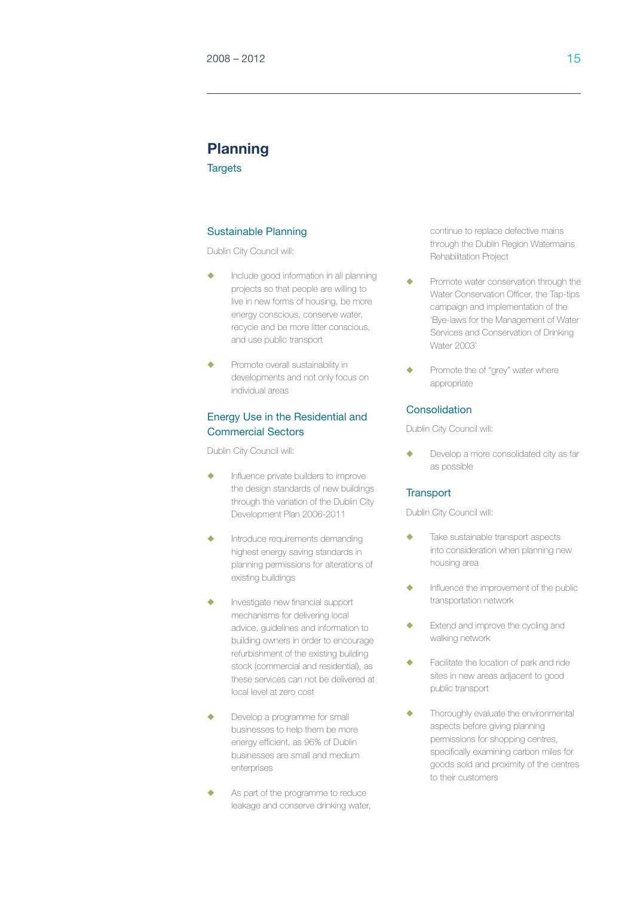# Planning

## Targets

### Sustainable Planning

Dublin City Council will:

- Include good information in all planning projects so that people are willing to live in new forms of housing, be more energy conscious, conserve water, recycle and be more litter conscious, and use public transport
- Promote overall sustainability in developments and not only focus on individual areas

### Energy Use in the Residential and Commercial Sectors

Dublin City Council will:

- Influence private builders to improve the design standards of new buildings through the variation of the Dublin City Development Plan 2006-2011
- Introduce requirements demanding highest energy saving standards in planning permissions for alterations of existing buildings
- Investigate new financial support mechanisms for delivering local advice, guidelines and information to building owners in order to encourage refurbishment of the existing building stock (commercial and residential), as these services can not be delivered at local level at zero cost
- Develop a programme for small businesses to help them be more energy efficient, as 96% of Dublin businesses are small and medium enterprises
- As part of the programme to reduce leakage and conserve drinking water, continue to replace defective mains through the Dublin Region Watermains Rehabilitation Project
- Promote water conservation through the Water Conservation Officer, the Tap-tips campaign and implementation of the 'Bye-laws for the Management of Water Services and Conservation of Drinking Water 2003'
- Promote the of "grey" water where appropriate

### Consolidation

Dublin City Council will:

- Develop a more consolidated city as far as possible

### Transport

Dublin City Council will:

- Take sustainable transport aspects into consideration when planning new housing area
- Influence the improvement of the public transportation network
- Extend and improve the cycling and walking network
- Facilitate the location of park and ride sites in new areas adjacent to good public transport
- Thoroughly evaluate the environmental aspects before giving planning permissions for shopping centres, specifically examining carbon miles for goods sold and proximity of the centres to their customers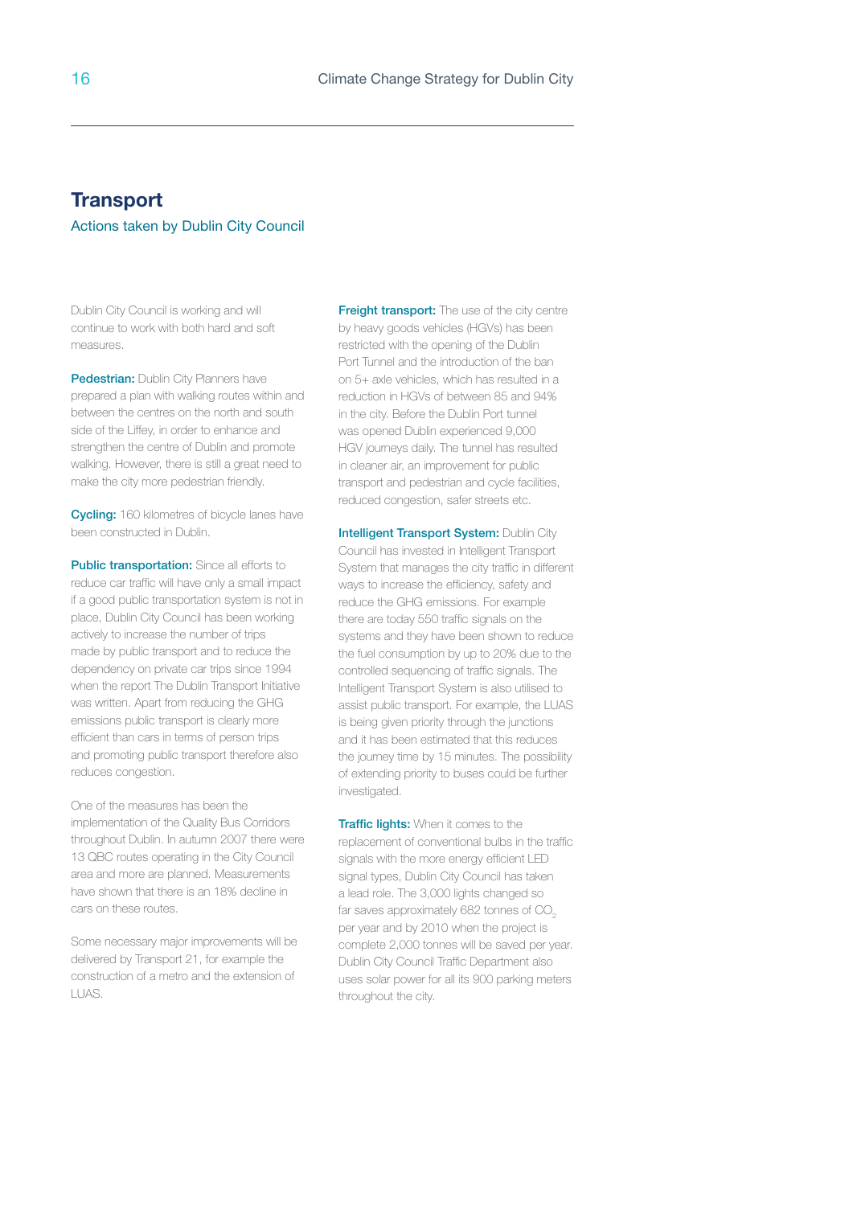## Transport

### Actions taken by Dublin City Council

Dublin City Council is working and will continue to work with both hard and soft measures.

**Pedestrian:** Dublin City Planners have prepared a plan with walking routes within and between the centres on the north and south side of the Liffey, in order to enhance and strengthen the centre of Dublin and promote walking. However, there is still a great need to make the city more pedestrian friendly.

**Cycling:** 160 kilometres of bicycle lanes have been constructed in Dublin.

**Public transportation:** Since all efforts to reduce car traffic will have only a small impact if a good public transportation system is not in place, Dublin City Council has been working actively to increase the number of trips made by public transport and to reduce the dependency on private car trips since 1994 when the report The Dublin Transport Initiative was written. Apart from reducing the GHG emissions public transport is clearly more efficient than cars in terms of person trips and promoting public transport therefore also reduces congestion.

One of the measures has been the implementation of the Quality Bus Corridors throughout Dublin. In autumn 2007 there were 13 QBC routes operating in the City Council area and more are planned. Measurements have shown that there is an 18% decline in cars on these routes.

Some necessary major improvements will be delivered by Transport 21, for example the construction of a metro and the extension of LUAS.

**Freight transport:** The use of the city centre by heavy goods vehicles (HGVs) has been restricted with the opening of the Dublin Port Tunnel and the introduction of the ban on 5+ axle vehicles, which has resulted in a reduction in HGVs of between 85 and 94% in the city. Before the Dublin Port tunnel was opened Dublin experienced 9,000 HGV journeys daily. The tunnel has resulted in cleaner air, an improvement for public transport and pedestrian and cycle facilities, reduced congestion, safer streets etc.

**Intelligent Transport System:** Dublin City Council has invested in Intelligent Transport System that manages the city traffic in different ways to increase the efficiency, safety and reduce the GHG emissions. For example there are today 550 traffic signals on the systems and they have been shown to reduce the fuel consumption by up to 20% due to the controlled sequencing of traffic signals. The Intelligent Transport System is also utilised to assist public transport. For example, the LUAS is being given priority through the junctions and it has been estimated that this reduces the journey time by 15 minutes. The possibility of extending priority to buses could be further investigated.

**Traffic lights:** When it comes to the replacement of conventional bulbs in the traffic signals with the more energy efficient LED signal types, Dublin City Council has taken a lead role. The 3,000 lights changed so far saves approximately 682 tonnes of $CO_2$ per year and by 2010 when the project is complete 2,000 tonnes will be saved per year. Dublin City Council Traffic Department also uses solar power for all its 900 parking meters throughout the city.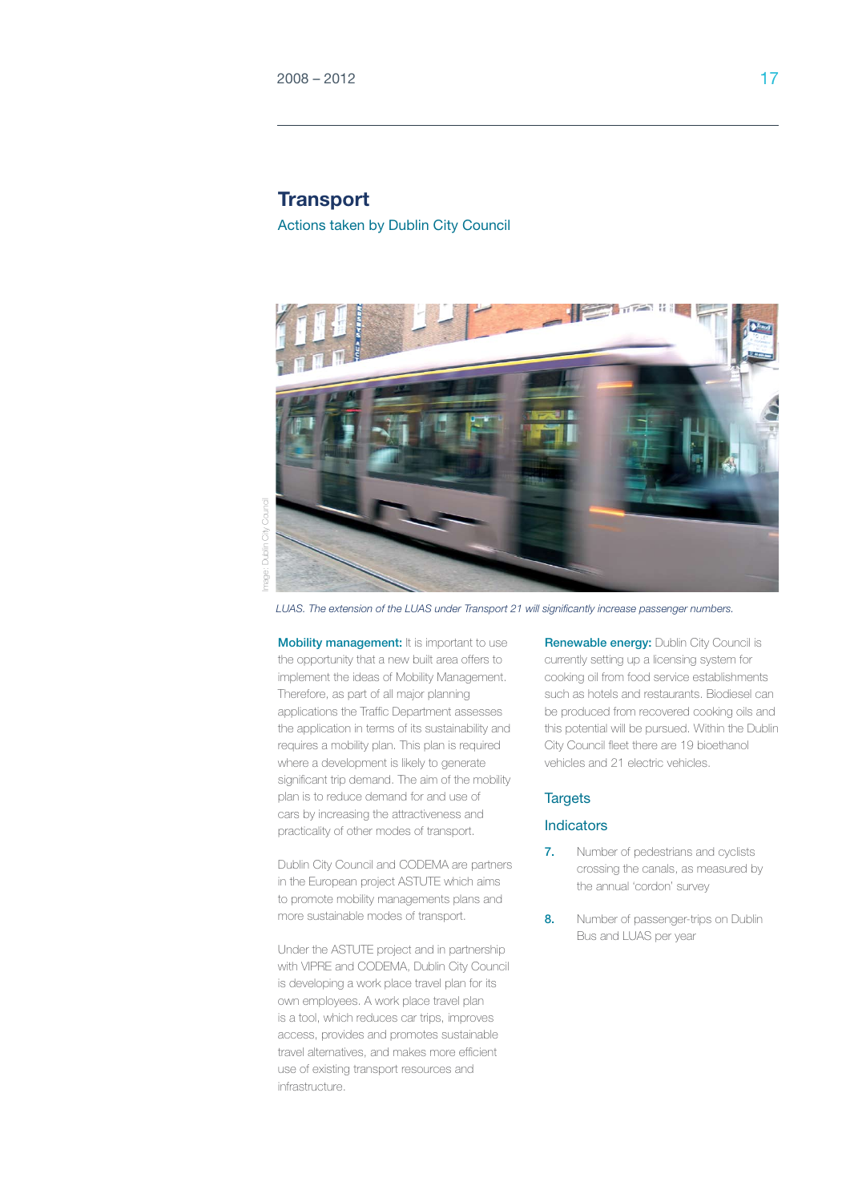## Transport

### Actions taken by Dublin City Council

*LUAS. The extension of the LUAS under Transport 21 will significantly increase passenger numbers.*

**Mobility management:** It is important to use the opportunity that a new built area offers to implement the ideas of Mobility Management. Therefore, as part of all major planning applications the Traffic Department assesses the application in terms of its sustainability and requires a mobility plan. This plan is required where a development is likely to generate significant trip demand. The aim of the mobility plan is to reduce demand for and use of cars by increasing the attractiveness and practicality of other modes of transport.

Dublin City Council and CODEMA are partners in the European project ASTUTE which aims to promote mobility managements plans and more sustainable modes of transport.

Under the ASTUTE project and in partnership with VIPRE and CODEMA, Dublin City Council is developing a work place travel plan for its own employees. A work place travel plan is a tool, which reduces car trips, improves access, provides and promotes sustainable travel alternatives, and makes more efficient use of existing transport resources and infrastructure.

**Renewable energy:** Dublin City Council is currently setting up a licensing system for cooking oil from food service establishments such as hotels and restaurants. Biodiesel can be produced from recovered cooking oils and this potential will be pursued. Within the Dublin City Council fleet there are 19 bioethanol vehicles and 21 electric vehicles.

### Targets

### Indicators

7. Number of pedestrians and cyclists crossing the canals, as measured by the annual 'cordon' survey

8. Number of passenger-trips on Dublin Bus and LUAS per year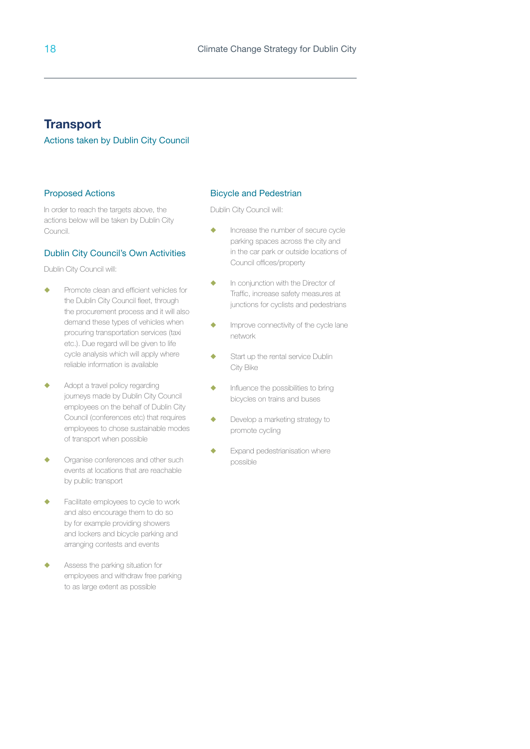# Transport

Actions taken by Dublin City Council

## Proposed Actions

In order to reach the targets above, the actions below will be taken by Dublin City Council.

## Dublin City Council's Own Activities

Dublin City Council will:

- Promote clean and efficient vehicles for the Dublin City Council fleet, through the procurement process and it will also demand these types of vehicles when procuring transportation services (taxi etc.). Due regard will be given to life cycle analysis which will apply where reliable information is available
- Adopt a travel policy regarding journeys made by Dublin City Council employees on the behalf of Dublin City Council (conferences etc) that requires employees to chose sustainable modes of transport when possible
- Organise conferences and other such events at locations that are reachable by public transport
- Facilitate employees to cycle to work and also encourage them to do so by for example providing showers and lockers and bicycle parking and arranging contests and events
- Assess the parking situation for employees and withdraw free parking to as large extent as possible

## Bicycle and Pedestrian

Dublin City Council will:

- Increase the number of secure cycle parking spaces across the city and in the car park or outside locations of Council offices/property
- In conjunction with the Director of Traffic, increase safety measures at junctions for cyclists and pedestrians
- Improve connectivity of the cycle lane network
- Start up the rental service Dublin City Bike
- Influence the possibilities to bring bicycles on trains and buses
- Develop a marketing strategy to promote cycling
- Expand pedestrianisation where possible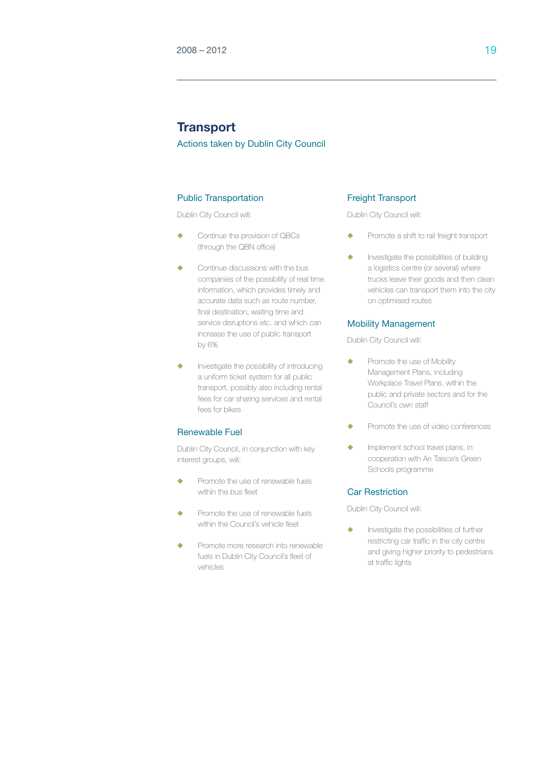# Transport

Actions taken by Dublin City Council

## Public Transportation

Dublin City Council will:

- Continue the provision of QBCs (through the QBN office)
- Continue discussions with the bus companies of the possibility of real time information, which provides timely and accurate data such as route number, final destination, waiting time and service disruptions etc. and which can increase the use of public transport by 6%
- Investigate the possibility of introducing a uniform ticket system for all public transport, possibly also including rental fees for car sharing services and rental fees for bikes

## Renewable Fuel

Dublin City Council, in conjunction with key interest groups, will:

- Promote the use of renewable fuels within the bus fleet
- Promote the use of renewable fuels within the Council's vehicle fleet
- Promote more research into renewable fuels in Dublin City Council's fleet of vehicles

## Freight Transport

Dublin City Council will:

- Promote a shift to rail freight transport
- Investigate the possibilities of building a logistics centre (or several) where trucks leave their goods and then clean vehicles can transport them into the city on optimised routes

## Mobility Management

Dublin City Council will:

- Promote the use of Mobility Management Plans, including Workplace Travel Plans, within the public and private sectors and for the Council's own staff
- Promote the use of video conferences
- Implement school travel plans, in cooperation with An Taisce's Green Schools programme

## Car Restriction

Dublin City Council will:

- Investigate the possibilities of further restricting car traffic in the city centre and giving higher priority to pedestrians at traffic lights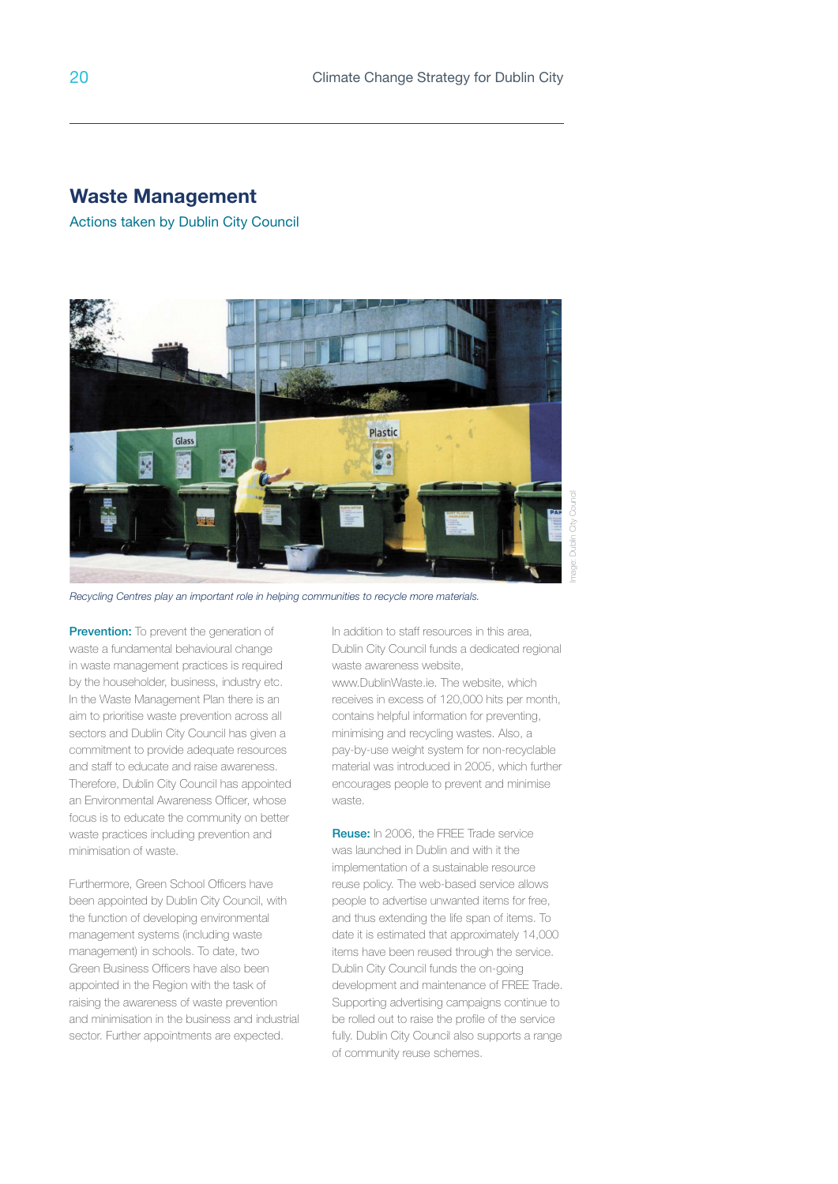## Waste Management

Actions taken by Dublin City Council

*Recycling Centres play an important role in helping communities to recycle more materials.*

Image: Dublin City Council

**Prevention:** To prevent the generation of waste a fundamental behavioural change in waste management practices is required by the householder, business, industry etc. In the Waste Management Plan there is an aim to prioritise waste prevention across all sectors and Dublin City Council has given a commitment to provide adequate resources and staff to educate and raise awareness. Therefore, Dublin City Council has appointed an Environmental Awareness Officer, whose focus is to educate the community on better waste practices including prevention and minimisation of waste.

Furthermore, Green School Officers have been appointed by Dublin City Council, with the function of developing environmental management systems (including waste management) in schools. To date, two Green Business Officers have also been appointed in the Region with the task of raising the awareness of waste prevention and minimisation in the business and industrial sector. Further appointments are expected.

In addition to staff resources in this area, Dublin City Council funds a dedicated regional waste awareness website, www.DublinWaste.ie. The website, which receives in excess of 120,000 hits per month, contains helpful information for preventing, minimising and recycling wastes. Also, a pay-by-use weight system for non-recyclable material was introduced in 2005, which further encourages people to prevent and minimise waste.

**Reuse:** In 2006, the FREE Trade service was launched in Dublin and with it the implementation of a sustainable resource reuse policy. The web-based service allows people to advertise unwanted items for free, and thus extending the life span of items. To date it is estimated that approximately 14,000 items have been reused through the service. Dublin City Council funds the on-going development and maintenance of FREE Trade. Supporting advertising campaigns continue to be rolled out to raise the profile of the service fully. Dublin City Council also supports a range of community reuse schemes.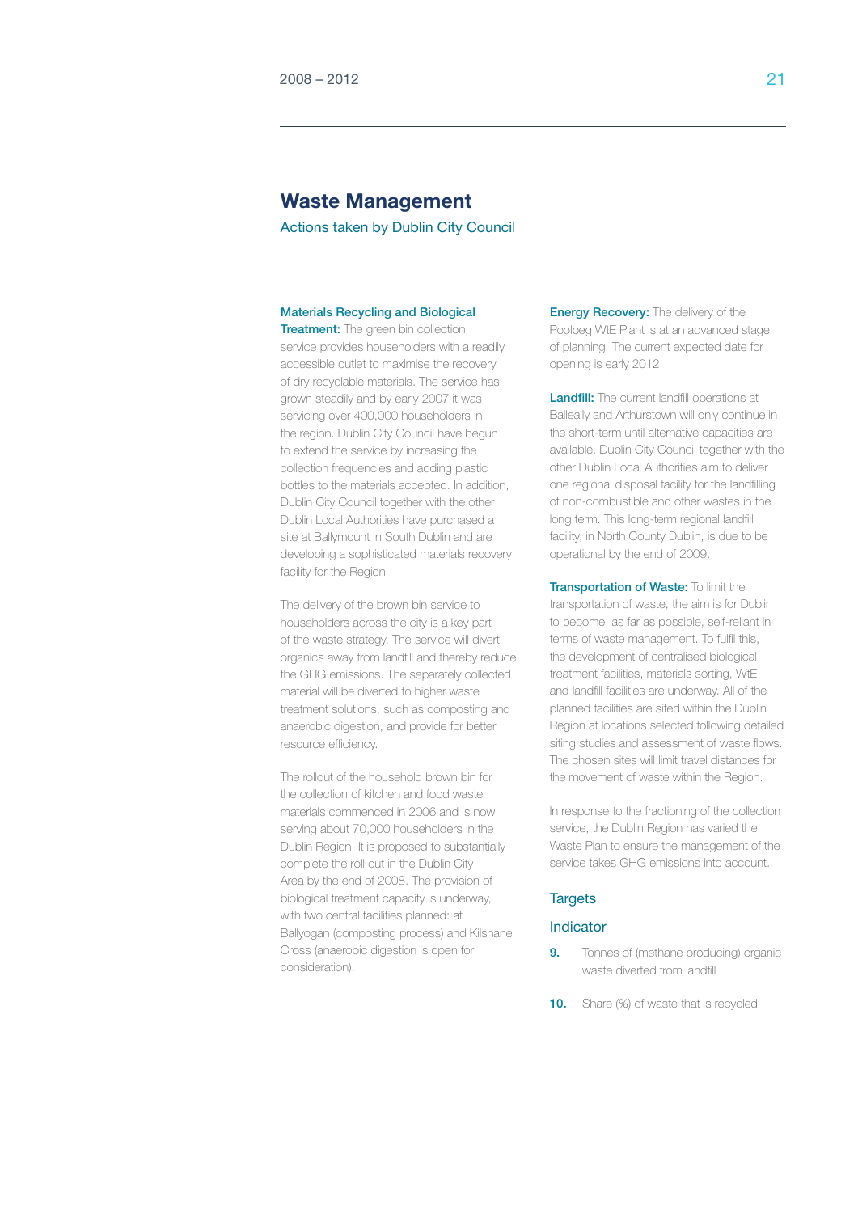## Waste Management

### Actions taken by Dublin City Council

**Materials Recycling and Biological Treatment:** The green bin collection service provides householders with a readily accessible outlet to maximise the recovery of dry recyclable materials. The service has grown steadily and by early 2007 it was servicing over 400,000 householders in the region. Dublin City Council have begun to extend the service by increasing the collection frequencies and adding plastic bottles to the materials accepted. In addition, Dublin City Council together with the other Dublin Local Authorities have purchased a site at Ballymount in South Dublin and are developing a sophisticated materials recovery facility for the Region.

The delivery of the brown bin service to householders across the city is a key part of the waste strategy. The service will divert organics away from landfill and thereby reduce the GHG emissions. The separately collected material will be diverted to higher waste treatment solutions, such as composting and anaerobic digestion, and provide for better resource efficiency.

The rollout of the household brown bin for the collection of kitchen and food waste materials commenced in 2006 and is now serving about 70,000 householders in the Dublin Region. It is proposed to substantially complete the roll out in the Dublin City Area by the end of 2008. The provision of biological treatment capacity is underway, with two central facilities planned: at Ballyogan (composting process) and Kilshane Cross (anaerobic digestion is open for consideration).

**Energy Recovery:** The delivery of the Poolbeg WtE Plant is at an advanced stage of planning. The current expected date for opening is early 2012.

**Landfill:** The current landfill operations at Balleally and Arthurstown will only continue in the short-term until alternative capacities are available. Dublin City Council together with the other Dublin Local Authorities aim to deliver one regional disposal facility for the landfilling of non-combustible and other wastes in the long term. This long-term regional landfill facility, in North County Dublin, is due to be operational by the end of 2009.

**Transportation of Waste:** To limit the transportation of waste, the aim is for Dublin to become, as far as possible, self-reliant in terms of waste management. To fulfil this, the development of centralised biological treatment facilities, materials sorting, WtE and landfill facilities are underway. All of the planned facilities are sited within the Dublin Region at locations selected following detailed siting studies and assessment of waste flows. The chosen sites will limit travel distances for the movement of waste within the Region.

In response to the fractioning of the collection service, the Dublin Region has varied the Waste Plan to ensure the management of the service takes GHG emissions into account.

### Targets

### Indicator

**9.** Tonnes of (methane producing) organic waste diverted from landfill

**10.** Share (%) of waste that is recycled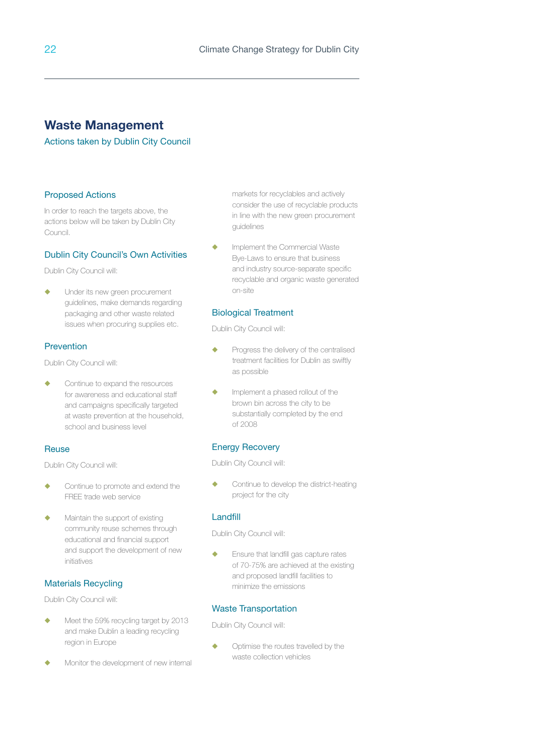## Waste Management

### Actions taken by Dublin City Council

#### Proposed Actions

In order to reach the targets above, the actions below will be taken by Dublin City Council.

#### Dublin City Council's Own Activities

Dublin City Council will:

- Under its new green procurement guidelines, make demands regarding packaging and other waste related issues when procuring supplies etc.

#### Prevention

Dublin City Council will:

- Continue to expand the resources for awareness and educational staff and campaigns specifically targeted at waste prevention at the household, school and business level

#### Reuse

Dublin City Council will:

- Continue to promote and extend the FREE trade web service
- Maintain the support of existing community reuse schemes through educational and financial support and support the development of new initiatives

#### Materials Recycling

Dublin City Council will:

- Meet the 59% recycling target by 2013 and make Dublin a leading recycling region in Europe
- Monitor the development of new internal markets for recyclables and actively consider the use of recyclable products in line with the new green procurement guidelines
- Implement the Commercial Waste Bye-Laws to ensure that business and industry source-separate specific recyclable and organic waste generated on-site

#### Biological Treatment

Dublin City Council will:

- Progress the delivery of the centralised treatment facilities for Dublin as swiftly as possible
- Implement a phased rollout of the brown bin across the city to be substantially completed by the end of 2008

#### Energy Recovery

Dublin City Council will:

- Continue to develop the district-heating project for the city

#### Landfill

Dublin City Council will:

- Ensure that landfill gas capture rates of 70-75% are achieved at the existing and proposed landfill facilities to minimize the emissions

#### Waste Transportation

Dublin City Council will:

- Optimise the routes travelled by the waste collection vehicles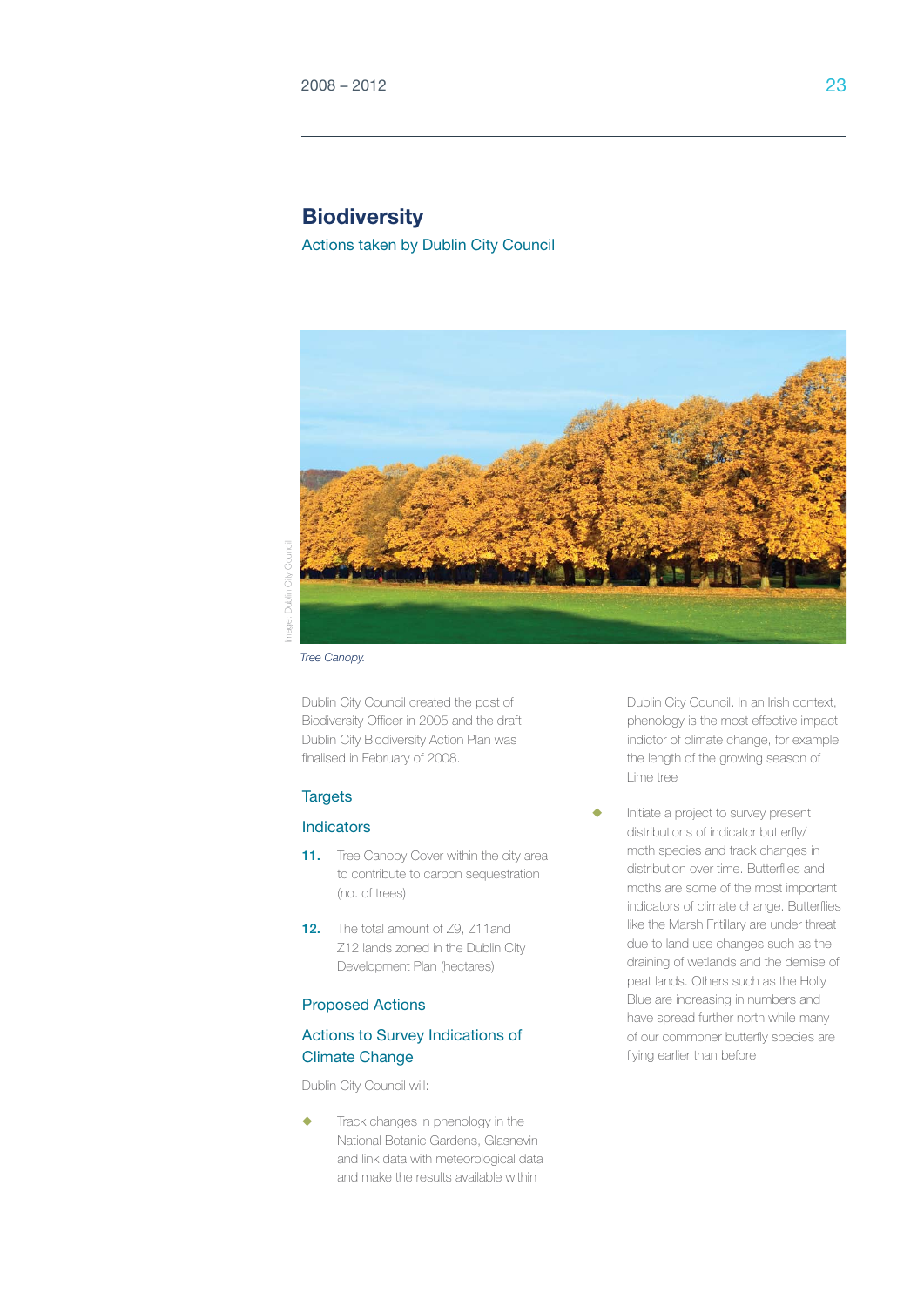# Biodiversity

## Actions taken by Dublin City Council

*Tree Canopy.*

Image: Dublin City Council

Dublin City Council created the post of Biodiversity Officer in 2005 and the draft Dublin City Biodiversity Action Plan was finalised in February of 2008.

### Targets

### Indicators

**11.** Tree Canopy Cover within the city area to contribute to carbon sequestration (no. of trees)

**12.** The total amount of Z9, Z11and Z12 lands zoned in the Dublin City Development Plan (hectares)

### Proposed Actions

### Actions to Survey Indications of Climate Change

Dublin City Council will:

- Track changes in phenology in the National Botanic Gardens, Glasnevin and link data with meteorological data and make the results available within Dublin City Council. In an Irish context, phenology is the most effective impact indictor of climate change, for example the length of the growing season of Lime tree

- Initiate a project to survey present distributions of indicator butterfly/moth species and track changes in distribution over time. Butterflies and moths are some of the most important indicators of climate change. Butterflies like the Marsh Fritillary are under threat due to land use changes such as the draining of wetlands and the demise of peat lands. Others such as the Holly Blue are increasing in numbers and have spread further north while many of our commoner butterfly species are flying earlier than before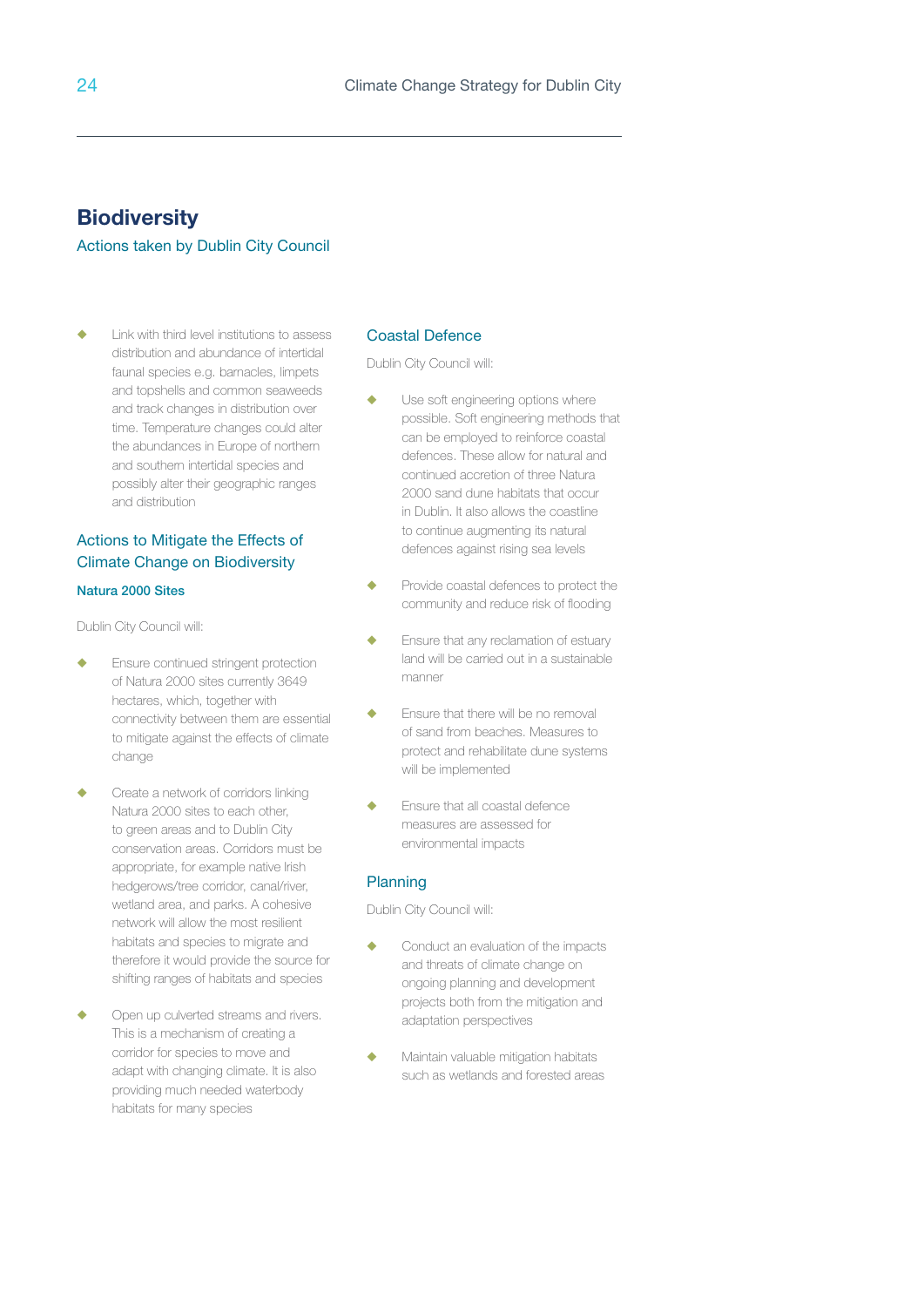## Biodiversity

### Actions taken by Dublin City Council

- Link with third level institutions to assess distribution and abundance of intertidal faunal species e.g. barnacles, limpets and topshells and common seaweeds and track changes in distribution over time. Temperature changes could alter the abundances in Europe of northern and southern intertidal species and possibly alter their geographic ranges and distribution

### Actions to Mitigate the Effects of Climate Change on Biodiversity

#### Natura 2000 Sites

Dublin City Council will:

- Ensure continued stringent protection of Natura 2000 sites currently 3649 hectares, which, together with connectivity between them are essential to mitigate against the effects of climate change
- Create a network of corridors linking Natura 2000 sites to each other, to green areas and to Dublin City conservation areas. Corridors must be appropriate, for example native Irish hedgerows/tree corridor, canal/river, wetland area, and parks. A cohesive network will allow the most resilient habitats and species to migrate and therefore it would provide the source for shifting ranges of habitats and species
- Open up culverted streams and rivers. This is a mechanism of creating a corridor for species to move and adapt with changing climate. It is also providing much needed waterbody habitats for many species

### Coastal Defence

Dublin City Council will:

- Use soft engineering options where possible. Soft engineering methods that can be employed to reinforce coastal defences. These allow for natural and continued accretion of three Natura 2000 sand dune habitats that occur in Dublin. It also allows the coastline to continue augmenting its natural defences against rising sea levels
- Provide coastal defences to protect the community and reduce risk of flooding
- Ensure that any reclamation of estuary land will be carried out in a sustainable manner
- Ensure that there will be no removal of sand from beaches. Measures to protect and rehabilitate dune systems will be implemented
- Ensure that all coastal defence measures are assessed for environmental impacts

### Planning

Dublin City Council will:

- Conduct an evaluation of the impacts and threats of climate change on ongoing planning and development projects both from the mitigation and adaptation perspectives
- Maintain valuable mitigation habitats such as wetlands and forested areas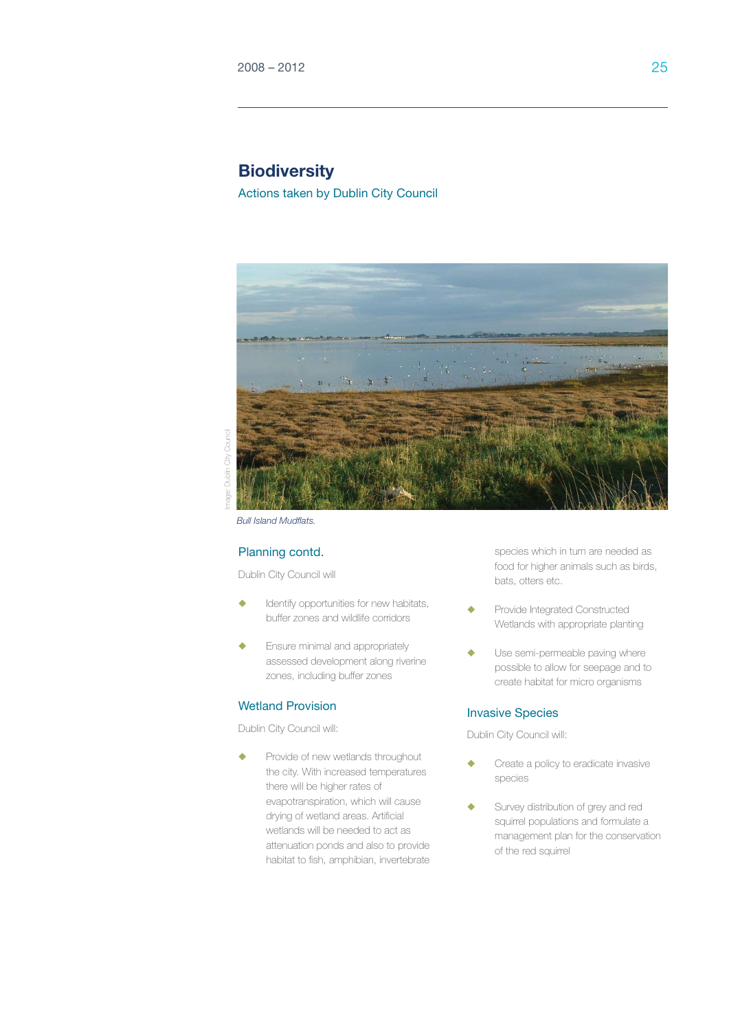# Biodiversity

## Actions taken by Dublin City Council

Image: Dublin City Council

*Bull Island Mudflats.*

### Planning contd.

Dublin City Council will

- Identify opportunities for new habitats, buffer zones and wildlife corridors
- Ensure minimal and appropriately assessed development along riverine zones, including buffer zones

### Wetland Provision

Dublin City Council will:

- Provide of new wetlands throughout the city. With increased temperatures there will be higher rates of evapotranspiration, which will cause drying of wetland areas. Artificial wetlands will be needed to act as attenuation ponds and also to provide habitat to fish, amphibian, invertebrate species which in turn are needed as food for higher animals such as birds, bats, otters etc.
- Provide Integrated Constructed Wetlands with appropriate planting
- Use semi-permeable paving where possible to allow for seepage and to create habitat for micro organisms

### Invasive Species

Dublin City Council will:

- Create a policy to eradicate invasive species
- Survey distribution of grey and red squirrel populations and formulate a management plan for the conservation of the red squirrel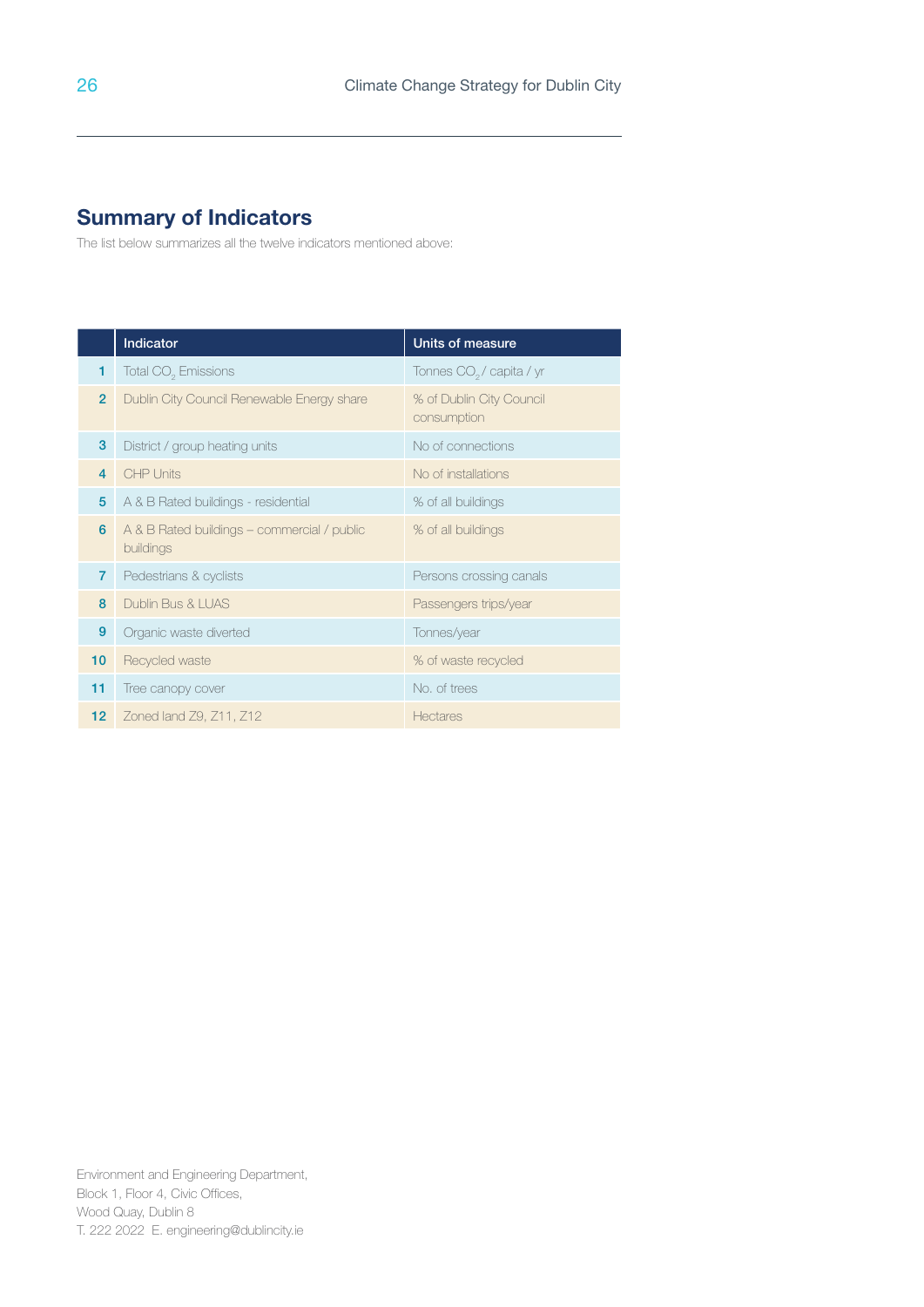## Summary of Indicators

The list below summarizes all the twelve indicators mentioned above:

| | Indicator | Units of measure |
|---|---|---|
| 1 | Total $CO_2$ Emissions | Tonnes $CO_2$ / capita / yr |
| 2 | Dublin City Council Renewable Energy share | % of Dublin City Council consumption |
| 3 | District / group heating units | No of connections |
| 4 | CHP Units | No of installations |
| 5 | A & B Rated buildings - residential | % of all buildings |
| 6 | A & B Rated buildings – commercial / public buildings | % of all buildings |
| 7 | Pedestrians & cyclists | Persons crossing canals |
| 8 | Dublin Bus & LUAS | Passengers trips/year |
| 9 | Organic waste diverted | Tonnes/year |
| 10 | Recycled waste | % of waste recycled |
| 11 | Tree canopy cover | No. of trees |
| 12 | Zoned land Z9, Z11, Z12 | Hectares |

Environment and Engineering Department,
Block 1, Floor 4, Civic Offices,
Wood Quay, Dublin 8
T. 222 2022 E. engineering@dublincity.ie